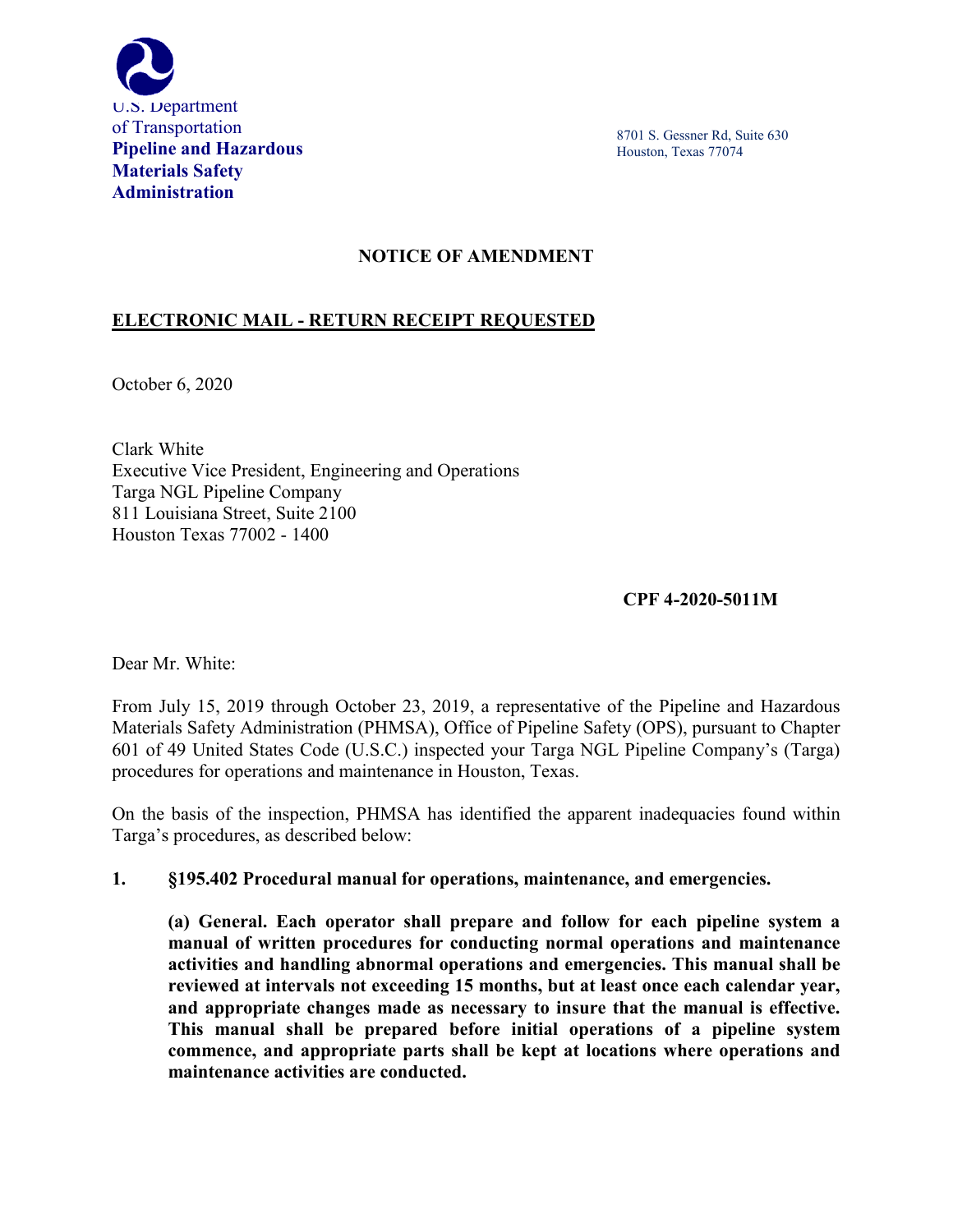U.S. Department of Transportation
**Pipeline and Hazardous Materials Safety Administration**

8701 S. Gessner Rd, Suite 630
Houston, Texas 77074

**NOTICE OF AMENDMENT**

**ELECTRONIC MAIL - RETURN RECEIPT REQUESTED**

October 6, 2020

Clark White
Executive Vice President, Engineering and Operations
Targa NGL Pipeline Company
811 Louisiana Street, Suite 2100
Houston Texas 77002 - 1400

**CPF 4-2020-5011M**

Dear Mr. White:

From July 15, 2019 through October 23, 2019, a representative of the Pipeline and Hazardous Materials Safety Administration (PHMSA), Office of Pipeline Safety (OPS), pursuant to Chapter 601 of 49 United States Code (U.S.C.) inspected your Targa NGL Pipeline Company's (Targa) procedures for operations and maintenance in Houston, Texas.

On the basis of the inspection, PHMSA has identified the apparent inadequacies found within Targa's procedures, as described below:

**1. §195.402 Procedural manual for operations, maintenance, and emergencies.**

**(a) General. Each operator shall prepare and follow for each pipeline system a manual of written procedures for conducting normal operations and maintenance activities and handling abnormal operations and emergencies. This manual shall be reviewed at intervals not exceeding 15 months, but at least once each calendar year, and appropriate changes made as necessary to insure that the manual is effective. This manual shall be prepared before initial operations of a pipeline system commence, and appropriate parts shall be kept at locations where operations and maintenance activities are conducted.**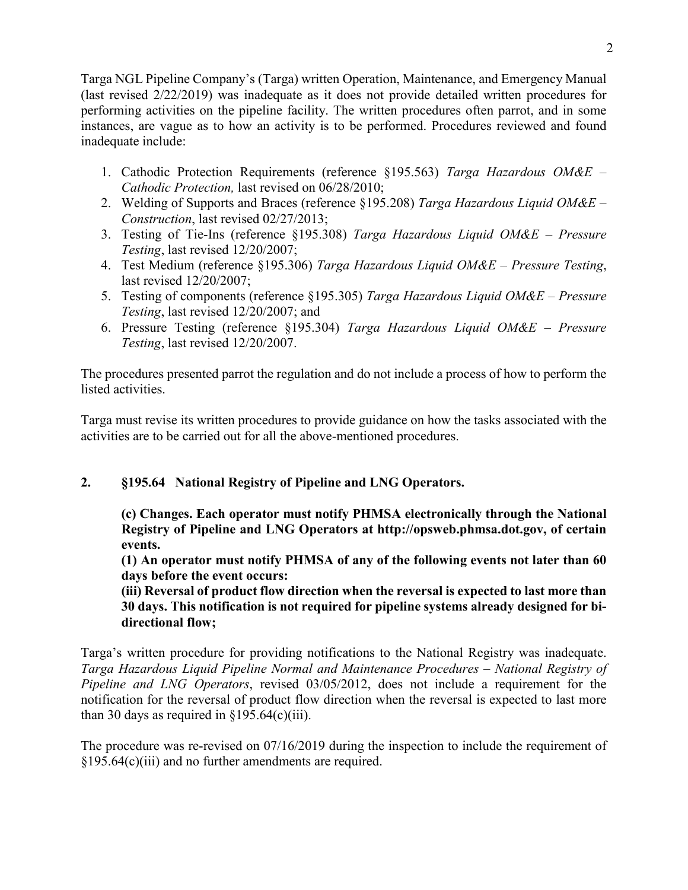Targa NGL Pipeline Company's (Targa) written Operation, Maintenance, and Emergency Manual (last revised 2/22/2019) was inadequate as it does not provide detailed written procedures for performing activities on the pipeline facility. The written procedures often parrot, and in some instances, are vague as to how an activity is to be performed. Procedures reviewed and found inadequate include:

1. Cathodic Protection Requirements (reference §195.563) *Targa Hazardous OM&E – Cathodic Protection,* last revised on 06/28/2010;
2. Welding of Supports and Braces (reference §195.208) *Targa Hazardous Liquid OM&E – Construction*, last revised 02/27/2013;
3. Testing of Tie-Ins (reference §195.308) *Targa Hazardous Liquid OM&E – Pressure Testing*, last revised 12/20/2007;
4. Test Medium (reference §195.306) *Targa Hazardous Liquid OM&E – Pressure Testing*, last revised 12/20/2007;
5. Testing of components (reference §195.305) *Targa Hazardous Liquid OM&E – Pressure Testing*, last revised 12/20/2007; and
6. Pressure Testing (reference §195.304) *Targa Hazardous Liquid OM&E – Pressure Testing*, last revised 12/20/2007.

The procedures presented parrot the regulation and do not include a process of how to perform the listed activities.

Targa must revise its written procedures to provide guidance on how the tasks associated with the activities are to be carried out for all the above-mentioned procedures.

**2. §195.64 National Registry of Pipeline and LNG Operators.**

**(c) Changes. Each operator must notify PHMSA electronically through the National Registry of Pipeline and LNG Operators at http://opsweb.phmsa.dot.gov, of certain events.**

**(1) An operator must notify PHMSA of any of the following events not later than 60 days before the event occurs:**

**(iii) Reversal of product flow direction when the reversal is expected to last more than 30 days. This notification is not required for pipeline systems already designed for bi-directional flow;**

Targa's written procedure for providing notifications to the National Registry was inadequate. *Targa Hazardous Liquid Pipeline Normal and Maintenance Procedures – National Registry of Pipeline and LNG Operators*, revised 03/05/2012, does not include a requirement for the notification for the reversal of product flow direction when the reversal is expected to last more than 30 days as required in §195.64(c)(iii).

The procedure was re-revised on 07/16/2019 during the inspection to include the requirement of §195.64(c)(iii) and no further amendments are required.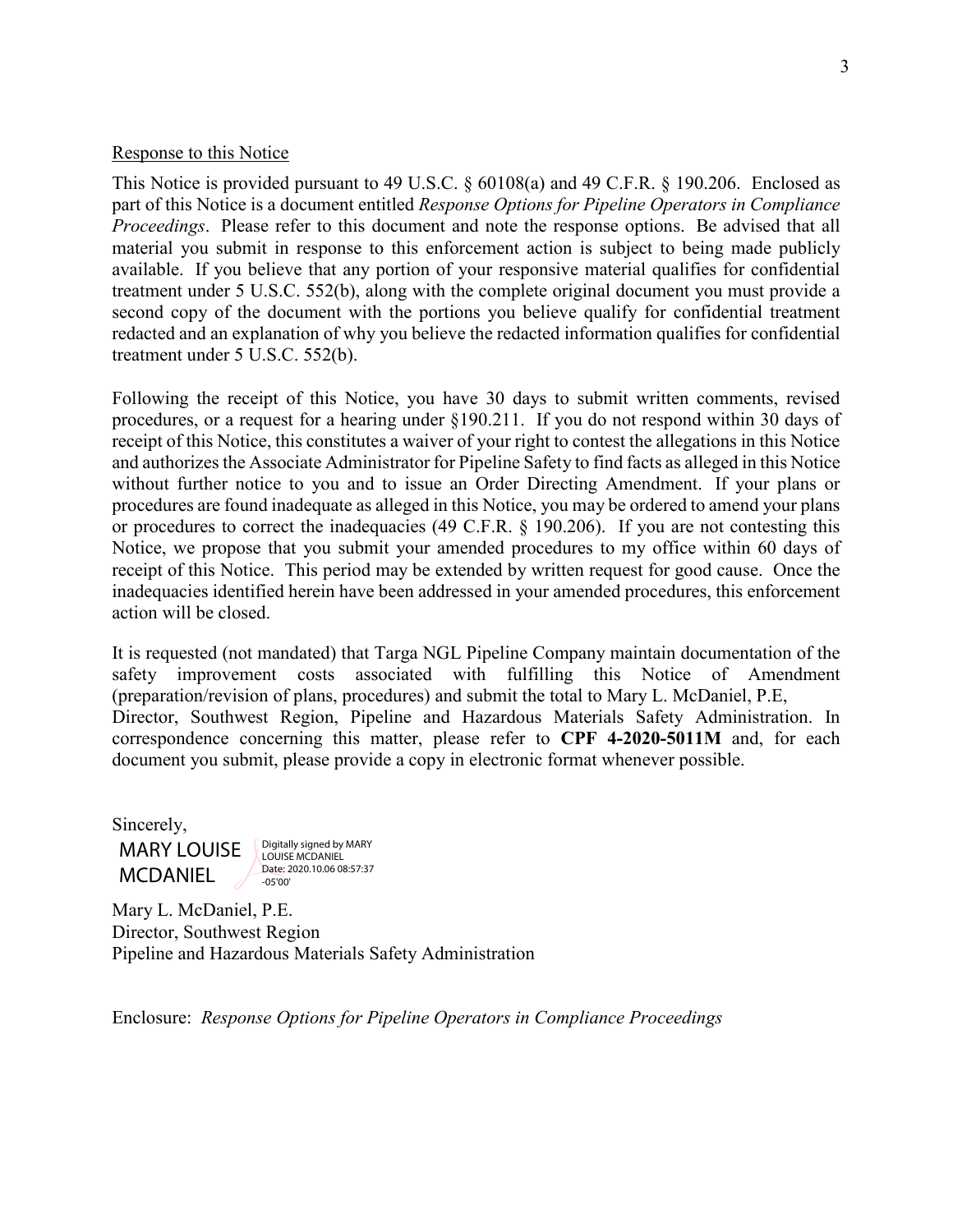Response to this Notice

This Notice is provided pursuant to 49 U.S.C. § 60108(a) and 49 C.F.R. § 190.206. Enclosed as part of this Notice is a document entitled *Response Options for Pipeline Operators in Compliance Proceedings*. Please refer to this document and note the response options. Be advised that all material you submit in response to this enforcement action is subject to being made publicly available. If you believe that any portion of your responsive material qualifies for confidential treatment under 5 U.S.C. 552(b), along with the complete original document you must provide a second copy of the document with the portions you believe qualify for confidential treatment redacted and an explanation of why you believe the redacted information qualifies for confidential treatment under 5 U.S.C. 552(b).

Following the receipt of this Notice, you have 30 days to submit written comments, revised procedures, or a request for a hearing under §190.211. If you do not respond within 30 days of receipt of this Notice, this constitutes a waiver of your right to contest the allegations in this Notice and authorizes the Associate Administrator for Pipeline Safety to find facts as alleged in this Notice without further notice to you and to issue an Order Directing Amendment. If your plans or procedures are found inadequate as alleged in this Notice, you may be ordered to amend your plans or procedures to correct the inadequacies (49 C.F.R. § 190.206). If you are not contesting this Notice, we propose that you submit your amended procedures to my office within 60 days of receipt of this Notice. This period may be extended by written request for good cause. Once the inadequacies identified herein have been addressed in your amended procedures, this enforcement action will be closed.

It is requested (not mandated) that Targa NGL Pipeline Company maintain documentation of the safety improvement costs associated with fulfilling this Notice of Amendment (preparation/revision of plans, procedures) and submit the total to Mary L. McDaniel, P.E, Director, Southwest Region, Pipeline and Hazardous Materials Safety Administration. In correspondence concerning this matter, please refer to **CPF 4-2020-5011M** and, for each document you submit, please provide a copy in electronic format whenever possible.

Sincerely,

MARY LOUISE MCDANIEL

Digitally signed by MARY LOUISE MCDANIEL
Date: 2020.10.06 08:57:37 -05'00'

Mary L. McDaniel, P.E.
Director, Southwest Region
Pipeline and Hazardous Materials Safety Administration

Enclosure: *Response Options for Pipeline Operators in Compliance Proceedings*